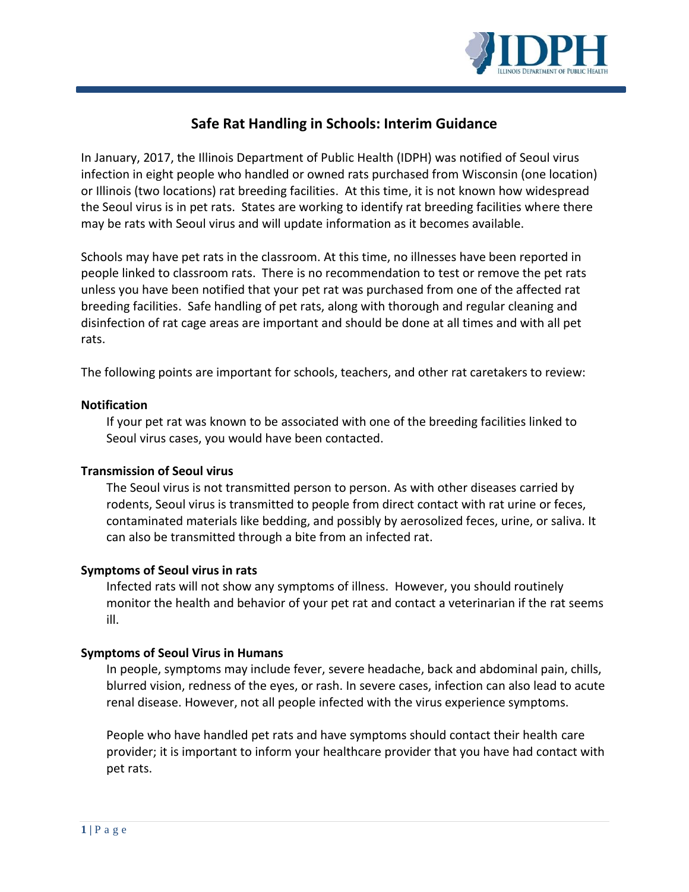# Safe Rat Handling in Schools: Interim Guidance

In January, 2017, the Illinois Department of Public Health (IDPH) was notified of Seoul virus infection in eight people who handled or owned rats purchased from Wisconsin (one location) or Illinois (two locations) rat breeding facilities. At this time, it is not known how widespread the Seoul virus is in pet rats. States are working to identify rat breeding facilities where there may be rats with Seoul virus and will update information as it becomes available.

Schools may have pet rats in the classroom. At this time, no illnesses have been reported in people linked to classroom rats. There is no recommendation to test or remove the pet rats unless you have been notified that your pet rat was purchased from one of the affected rat breeding facilities. Safe handling of pet rats, along with thorough and regular cleaning and disinfection of rat cage areas are important and should be done at all times and with all pet rats.

The following points are important for schools, teachers, and other rat caretakers to review:

**Notification**

If your pet rat was known to be associated with one of the breeding facilities linked to Seoul virus cases, you would have been contacted.

**Transmission of Seoul virus**

The Seoul virus is not transmitted person to person. As with other diseases carried by rodents, Seoul virus is transmitted to people from direct contact with rat urine or feces, contaminated materials like bedding, and possibly by aerosolized feces, urine, or saliva. It can also be transmitted through a bite from an infected rat.

**Symptoms of Seoul virus in rats**

Infected rats will not show any symptoms of illness. However, you should routinely monitor the health and behavior of your pet rat and contact a veterinarian if the rat seems ill.

**Symptoms of Seoul Virus in Humans**

In people, symptoms may include fever, severe headache, back and abdominal pain, chills, blurred vision, redness of the eyes, or rash. In severe cases, infection can also lead to acute renal disease. However, not all people infected with the virus experience symptoms.

People who have handled pet rats and have symptoms should contact their health care provider; it is important to inform your healthcare provider that you have had contact with pet rats.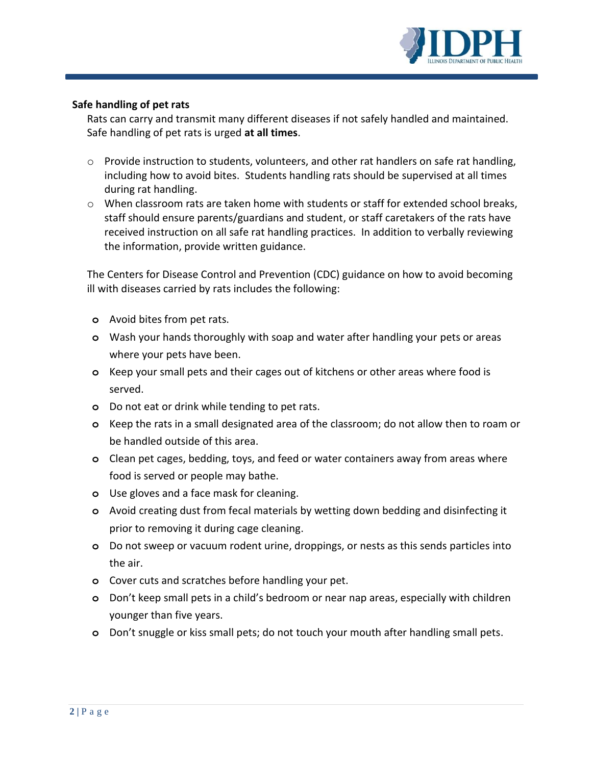**Safe handling of pet rats**

Rats can carry and transmit many different diseases if not safely handled and maintained. Safe handling of pet rats is urged **at all times**.

- Provide instruction to students, volunteers, and other rat handlers on safe rat handling, including how to avoid bites. Students handling rats should be supervised at all times during rat handling.
- When classroom rats are taken home with students or staff for extended school breaks, staff should ensure parents/guardians and student, or staff caretakers of the rats have received instruction on all safe rat handling practices. In addition to verbally reviewing the information, provide written guidance.

The Centers for Disease Control and Prevention (CDC) guidance on how to avoid becoming ill with diseases carried by rats includes the following:

- Avoid bites from pet rats.
- Wash your hands thoroughly with soap and water after handling your pets or areas where your pets have been.
- Keep your small pets and their cages out of kitchens or other areas where food is served.
- Do not eat or drink while tending to pet rats.
- Keep the rats in a small designated area of the classroom; do not allow then to roam or be handled outside of this area.
- Clean pet cages, bedding, toys, and feed or water containers away from areas where food is served or people may bathe.
- Use gloves and a face mask for cleaning.
- Avoid creating dust from fecal materials by wetting down bedding and disinfecting it prior to removing it during cage cleaning.
- Do not sweep or vacuum rodent urine, droppings, or nests as this sends particles into the air.
- Cover cuts and scratches before handling your pet.
- Don't keep small pets in a child's bedroom or near nap areas, especially with children younger than five years.
- Don't snuggle or kiss small pets; do not touch your mouth after handling small pets.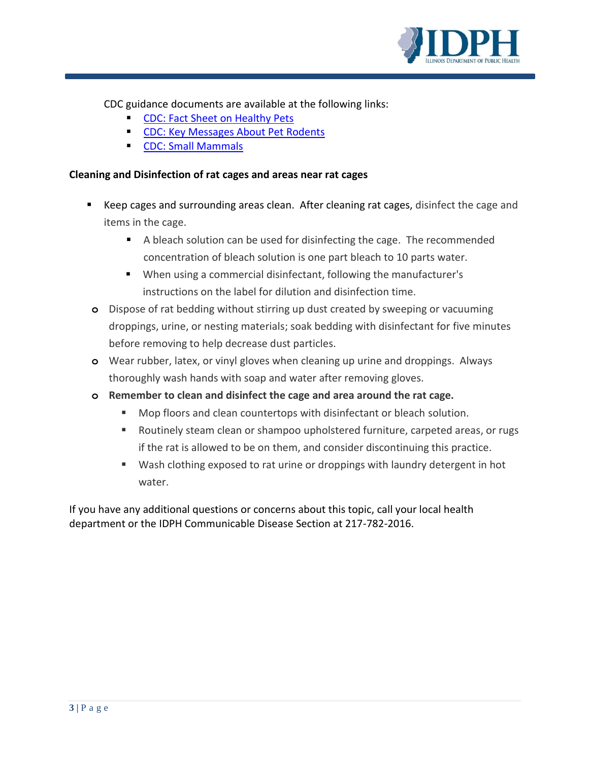CDC guidance documents are available at the following links:

- CDC: Fact Sheet on Healthy Pets
- CDC: Key Messages About Pet Rodents
- CDC: Small Mammals

**Cleaning and Disinfection of rat cages and areas near rat cages**

- Keep cages and surrounding areas clean. After cleaning rat cages, disinfect the cage and items in the cage.
  - A bleach solution can be used for disinfecting the cage. The recommended concentration of bleach solution is one part bleach to 10 parts water.
  - When using a commercial disinfectant, following the manufacturer's instructions on the label for dilution and disinfection time.
- Dispose of rat bedding without stirring up dust created by sweeping or vacuuming droppings, urine, or nesting materials; soak bedding with disinfectant for five minutes before removing to help decrease dust particles.
- Wear rubber, latex, or vinyl gloves when cleaning up urine and droppings. Always thoroughly wash hands with soap and water after removing gloves.
- **Remember to clean and disinfect the cage and area around the rat cage.**
  - Mop floors and clean countertops with disinfectant or bleach solution.
  - Routinely steam clean or shampoo upholstered furniture, carpeted areas, or rugs if the rat is allowed to be on them, and consider discontinuing this practice.
  - Wash clothing exposed to rat urine or droppings with laundry detergent in hot water.

If you have any additional questions or concerns about this topic, call your local health department or the IDPH Communicable Disease Section at 217-782-2016.